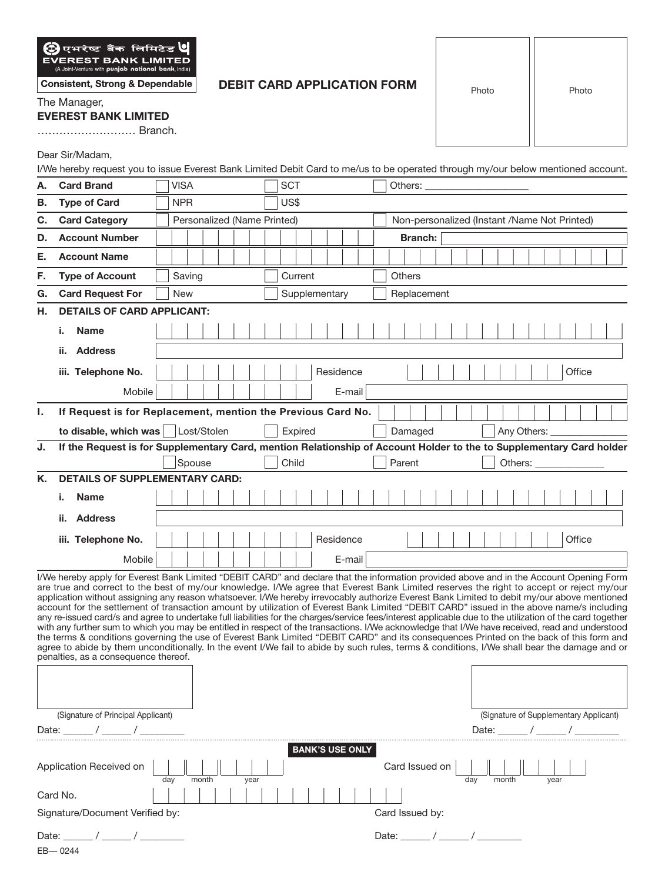एभरेष्ट बैंक लिमिटेड
**EVEREST BANK LIMITED**
(A Joint-Venture with punjab national bank, India)

**Consistent, Strong & Dependable**

# DEBIT CARD APPLICATION FORM

Photo | Photo

The Manager,
**EVEREST BANK LIMITED**
……………………… Branch.

Dear Sir/Madam,

I/We hereby request you to issue Everest Bank Limited Debit Card to me/us to be operated through my/our below mentioned account.

| | | | | | |
|---|---|---|---|---|---|
| **A.** | **Card Brand** | ☐ VISA | ☐ SCT | ☐ Others: ___________________ | |
| **B.** | **Type of Card** | ☐ NPR | ☐ US$ | | |
| **C.** | **Card Category** | ☐ Personalized (Name Printed) | | ☐ Non-personalized (Instant /Name Not Printed) | |
| **D.** | **Account Number** | | | **Branch:** | |
| **E.** | **Account Name** | | | | |
| **F.** | **Type of Account** | ☐ Saving | ☐ Current | ☐ Others | |
| **G.** | **Card Request For** | ☐ New | ☐ Supplementary | ☐ Replacement | |

**H. DETAILS OF CARD APPLICANT:**

i. **Name**

ii. **Address**

iii. **Telephone No.** __________ Residence __________ Office

Mobile __________ E-mail __________

**I. If Request is for Replacement, mention the Previous Card No.** __________

**to disable, which was** ☐ Lost/Stolen ☐ Expired ☐ Damaged ☐ Any Others: _______________

**J. If the Request is for Supplementary Card, mention Relationship of Account Holder to the to Supplementary Card holder**

☐ Spouse ☐ Child ☐ Parent ☐ Others: _____________

**K. DETAILS OF SUPPLEMENTARY CARD:**

i. **Name**

ii. **Address**

iii. **Telephone No.** __________ Residence __________ Office

Mobile __________ E-mail __________

I/We hereby apply for Everest Bank Limited "DEBIT CARD" and declare that the information provided above and in the Account Opening Form are true and correct to the best of my/our knowledge. I/We agree that Everest Bank Limited reserves the right to accept or reject my/our application without assigning any reason whatsoever. I/We hereby irrevocably authorize Everest Bank Limited to debit my/our above mentioned account for the settlement of transaction amount by utilization of Everest Bank Limited "DEBIT CARD" issued in the above name/s including any re-issued card/s and agree to undertake full liabilities for the charges/service fees/interest applicable due to the utilization of the card together with any further sum to which you may be entitled in respect of the transactions. I/We acknowledge that I/We have received, read and understood the terms & conditions governing the use of Everest Bank Limited "DEBIT CARD" and its consequences Printed on the back of this form and agree to abide by them unconditionally. In the event I/We fail to abide by such rules, terms & conditions, I/We shall bear the damage and or penalties, as a consequence thereof.

(Signature of Principal Applicant)
Date: ______ / ______ / _________

(Signature of Supplementary Applicant)
Date: ______ / ______ / _________

**BANK'S USE ONLY**

Application Received on __ __ / __ __ / __ __ __ __ (day month year)

Card Issued on __ __ / __ __ / __ __ __ __ (day month year)

Card No. __________

Signature/Document Verified by:

Date: ______ / ______ / _________

Card Issued by:

Date: ______ / ______ / _________

EB— 0244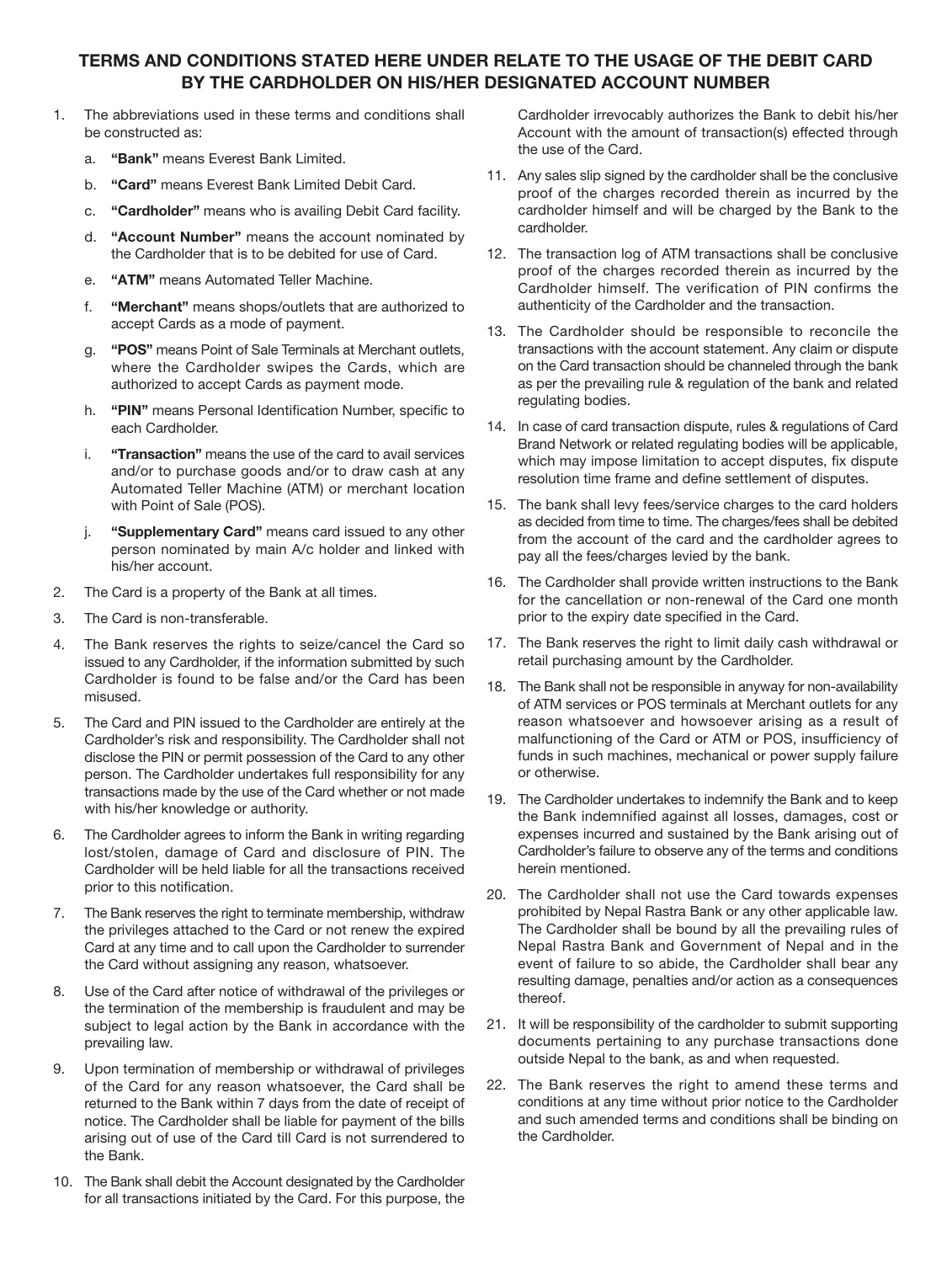## TERMS AND CONDITIONS STATED HERE UNDER RELATE TO THE USAGE OF THE DEBIT CARD BY THE CARDHOLDER ON HIS/HER DESIGNATED ACCOUNT NUMBER

1. The abbreviations used in these terms and conditions shall be constructed as:
   a. **"Bank"** means Everest Bank Limited.
   b. **"Card"** means Everest Bank Limited Debit Card.
   c. **"Cardholder"** means who is availing Debit Card facility.
   d. **"Account Number"** means the account nominated by the Cardholder that is to be debited for use of Card.
   e. **"ATM"** means Automated Teller Machine.
   f. **"Merchant"** means shops/outlets that are authorized to accept Cards as a mode of payment.
   g. **"POS"** means Point of Sale Terminals at Merchant outlets, where the Cardholder swipes the Cards, which are authorized to accept Cards as payment mode.
   h. **"PIN"** means Personal Identification Number, specific to each Cardholder.
   i. **"Transaction"** means the use of the card to avail services and/or to purchase goods and/or to draw cash at any Automated Teller Machine (ATM) or merchant location with Point of Sale (POS).
   j. **"Supplementary Card"** means card issued to any other person nominated by main A/c holder and linked with his/her account.
2. The Card is a property of the Bank at all times.
3. The Card is non-transferable.
4. The Bank reserves the rights to seize/cancel the Card so issued to any Cardholder, if the information submitted by such Cardholder is found to be false and/or the Card has been misused.
5. The Card and PIN issued to the Cardholder are entirely at the Cardholder's risk and responsibility. The Cardholder shall not disclose the PIN or permit possession of the Card to any other person. The Cardholder undertakes full responsibility for any transactions made by the use of the Card whether or not made with his/her knowledge or authority.
6. The Cardholder agrees to inform the Bank in writing regarding lost/stolen, damage of Card and disclosure of PIN. The Cardholder will be held liable for all the transactions received prior to this notification.
7. The Bank reserves the right to terminate membership, withdraw the privileges attached to the Card or not renew the expired Card at any time and to call upon the Cardholder to surrender the Card without assigning any reason, whatsoever.
8. Use of the Card after notice of withdrawal of the privileges or the termination of the membership is fraudulent and may be subject to legal action by the Bank in accordance with the prevailing law.
9. Upon termination of membership or withdrawal of privileges of the Card for any reason whatsoever, the Card shall be returned to the Bank within 7 days from the date of receipt of notice. The Cardholder shall be liable for payment of the bills arising out of use of the Card till Card is not surrendered to the Bank.
10. The Bank shall debit the Account designated by the Cardholder for all transactions initiated by the Card. For this purpose, the Cardholder irrevocably authorizes the Bank to debit his/her Account with the amount of transaction(s) effected through the use of the Card.
11. Any sales slip signed by the cardholder shall be the conclusive proof of the charges recorded therein as incurred by the cardholder himself and will be charged by the Bank to the cardholder.
12. The transaction log of ATM transactions shall be conclusive proof of the charges recorded therein as incurred by the Cardholder himself. The verification of PIN confirms the authenticity of the Cardholder and the transaction.
13. The Cardholder should be responsible to reconcile the transactions with the account statement. Any claim or dispute on the Card transaction should be channeled through the bank as per the prevailing rule & regulation of the bank and related regulating bodies.
14. In case of card transaction dispute, rules & regulations of Card Brand Network or related regulating bodies will be applicable, which may impose limitation to accept disputes, fix dispute resolution time frame and define settlement of disputes.
15. The bank shall levy fees/service charges to the card holders as decided from time to time. The charges/fees shall be debited from the account of the card and the cardholder agrees to pay all the fees/charges levied by the bank.
16. The Cardholder shall provide written instructions to the Bank for the cancellation or non-renewal of the Card one month prior to the expiry date specified in the Card.
17. The Bank reserves the right to limit daily cash withdrawal or retail purchasing amount by the Cardholder.
18. The Bank shall not be responsible in anyway for non-availability of ATM services or POS terminals at Merchant outlets for any reason whatsoever and howsoever arising as a result of malfunctioning of the Card or ATM or POS, insufficiency of funds in such machines, mechanical or power supply failure or otherwise.
19. The Cardholder undertakes to indemnify the Bank and to keep the Bank indemnified against all losses, damages, cost or expenses incurred and sustained by the Bank arising out of Cardholder's failure to observe any of the terms and conditions herein mentioned.
20. The Cardholder shall not use the Card towards expenses prohibited by Nepal Rastra Bank or any other applicable law. The Cardholder shall be bound by all the prevailing rules of Nepal Rastra Bank and Government of Nepal and in the event of failure to so abide, the Cardholder shall bear any resulting damage, penalties and/or action as a consequences thereof.
21. It will be responsibility of the cardholder to submit supporting documents pertaining to any purchase transactions done outside Nepal to the bank, as and when requested.
22. The Bank reserves the right to amend these terms and conditions at any time without prior notice to the Cardholder and such amended terms and conditions shall be binding on the Cardholder.